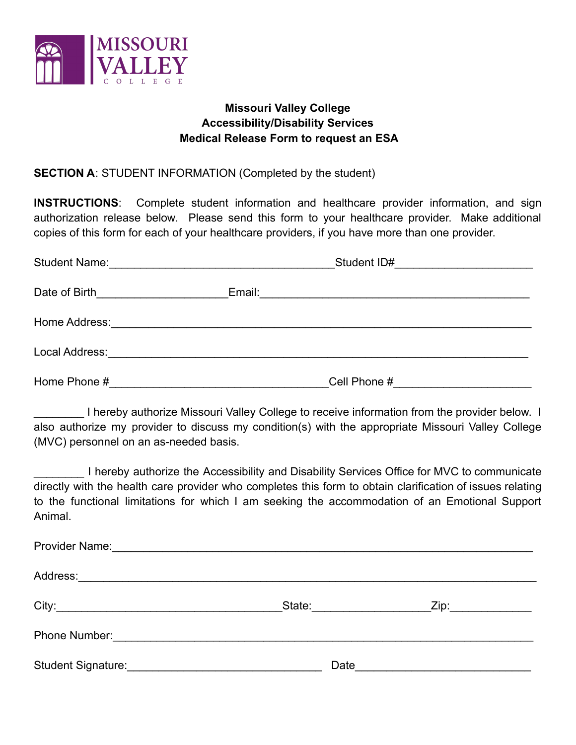MISSOURI VALLEY COLLEGE

**Missouri Valley College**
**Accessibility/Disability Services**
**Medical Release Form to request an ESA**

**SECTION A**: STUDENT INFORMATION (Completed by the student)

**INSTRUCTIONS**: Complete student information and healthcare provider information, and sign authorization release below. Please send this form to your healthcare provider. Make additional copies of this form for each of your healthcare providers, if you have more than one provider.

Student Name:____________________________________Student ID#_____________________

Date of Birth____________________Email:__________________________________________

Home Address:_________________________________________________________________

Local Address:_________________________________________________________________

Home Phone #__________________________________Cell Phone #_____________________

________ I hereby authorize Missouri Valley College to receive information from the provider below. I also authorize my provider to discuss my condition(s) with the appropriate Missouri Valley College (MVC) personnel on an as-needed basis.

________ I hereby authorize the Accessibility and Disability Services Office for MVC to communicate directly with the health care provider who completes this form to obtain clarification of issues relating to the functional limitations for which I am seeking the accommodation of an Emotional Support Animal.

Provider Name:_________________________________________________________________

Address:______________________________________________________________________

City:____________________________________State:__________________Zip:_____________

Phone Number:_________________________________________________________________

Student Signature:______________________________ Date___________________________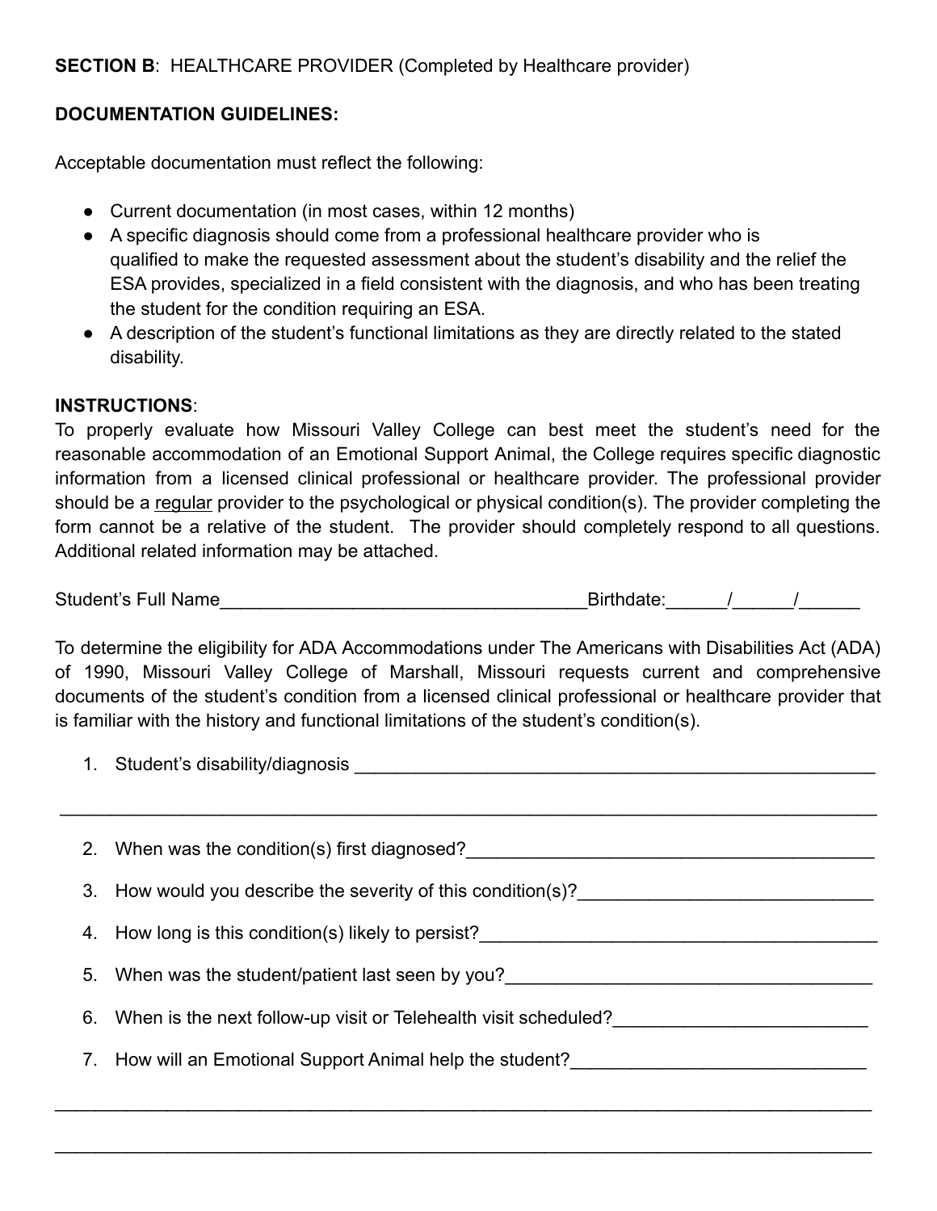**SECTION B**: HEALTHCARE PROVIDER (Completed by Healthcare provider)

**DOCUMENTATION GUIDELINES:**

Acceptable documentation must reflect the following:

- Current documentation (in most cases, within 12 months)
- A specific diagnosis should come from a professional healthcare provider who is qualified to make the requested assessment about the student's disability and the relief the ESA provides, specialized in a field consistent with the diagnosis, and who has been treating the student for the condition requiring an ESA.
- A description of the student's functional limitations as they are directly related to the stated disability.

**INSTRUCTIONS**:
To properly evaluate how Missouri Valley College can best meet the student's need for the reasonable accommodation of an Emotional Support Animal, the College requires specific diagnostic information from a licensed clinical professional or healthcare provider. The professional provider should be a <u>regular</u> provider to the psychological or physical condition(s). The provider completing the form cannot be a relative of the student. The provider should completely respond to all questions. Additional related information may be attached.

Student's Full Name_____________________________________Birthdate:______/______/______

To determine the eligibility for ADA Accommodations under The Americans with Disabilities Act (ADA) of 1990, Missouri Valley College of Marshall, Missouri requests current and comprehensive documents of the student's condition from a licensed clinical professional or healthcare provider that is familiar with the history and functional limitations of the student's condition(s).

1. Student's disability/diagnosis ______________________________________________________

_____________________________________________________________________________________

2. When was the condition(s) first diagnosed?__________________________________________
3. How would you describe the severity of this condition(s)?______________________________
4. How long is this condition(s) likely to persist?_________________________________________
5. When was the student/patient last seen by you?______________________________________
6. When is the next follow-up visit or Telehealth visit scheduled?_________________________
7. How will an Emotional Support Animal help the student?______________________________

_____________________________________________________________________________________

_____________________________________________________________________________________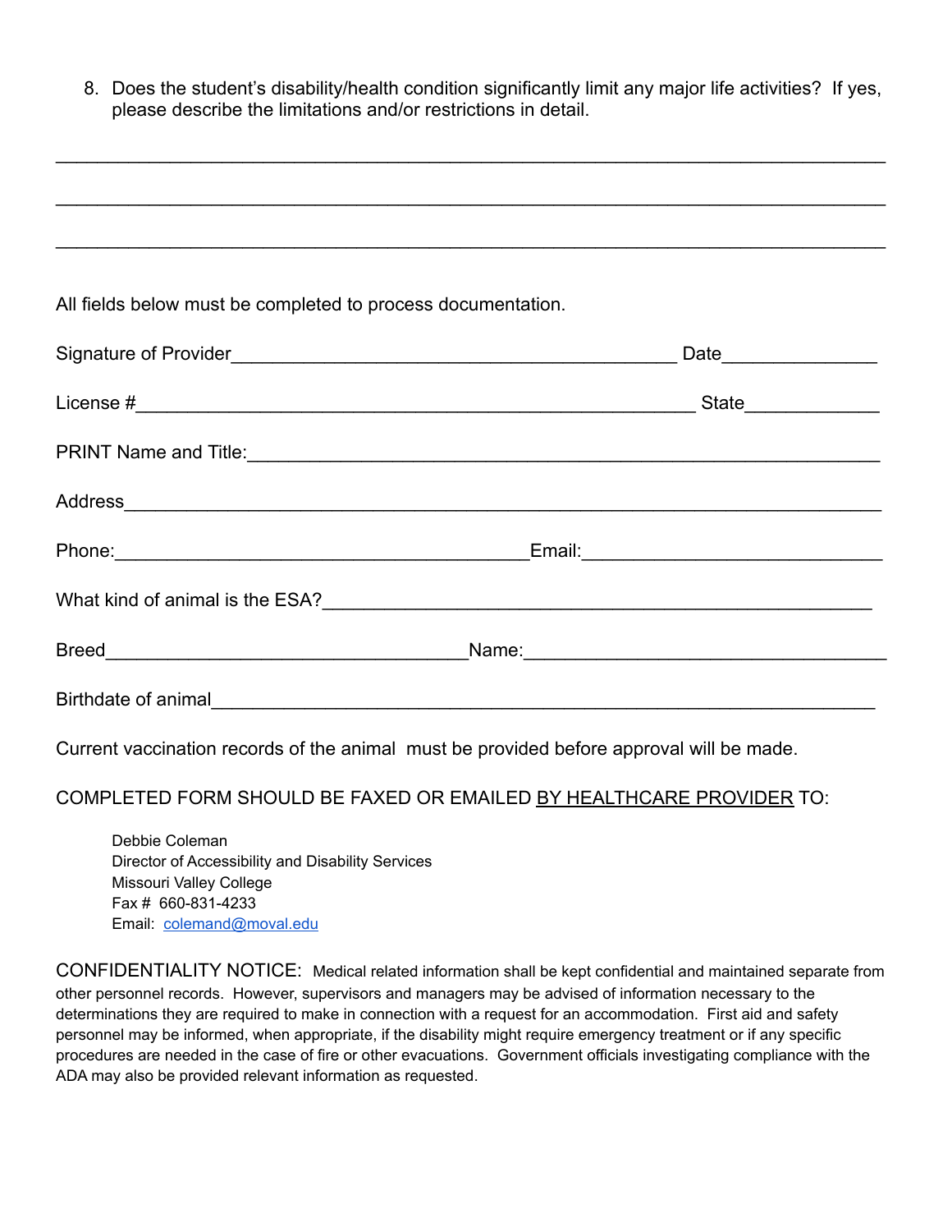8. Does the student's disability/health condition significantly limit any major life activities? If yes, please describe the limitations and/or restrictions in detail.

_______________________________________________________________________________

_______________________________________________________________________________

_______________________________________________________________________________

All fields below must be completed to process documentation.

Signature of Provider__________________________________________ Date______________

License #_____________________________________________________ State____________

PRINT Name and Title:____________________________________________________________

Address_______________________________________________________________________

Phone:________________________________________Email:_____________________________

What kind of animal is the ESA?___________________________________________________

Breed__________________________________Name:__________________________________

Birthdate of animal______________________________________________________________

Current vaccination records of the animal must be provided before approval will be made.

COMPLETED FORM SHOULD BE FAXED OR EMAILED BY HEALTHCARE PROVIDER TO:

Debbie Coleman
Director of Accessibility and Disability Services
Missouri Valley College
Fax # 660-831-4233
Email: colemand@moval.edu

CONFIDENTIALITY NOTICE: Medical related information shall be kept confidential and maintained separate from other personnel records. However, supervisors and managers may be advised of information necessary to the determinations they are required to make in connection with a request for an accommodation. First aid and safety personnel may be informed, when appropriate, if the disability might require emergency treatment or if any specific procedures are needed in the case of fire or other evacuations. Government officials investigating compliance with the ADA may also be provided relevant information as requested.